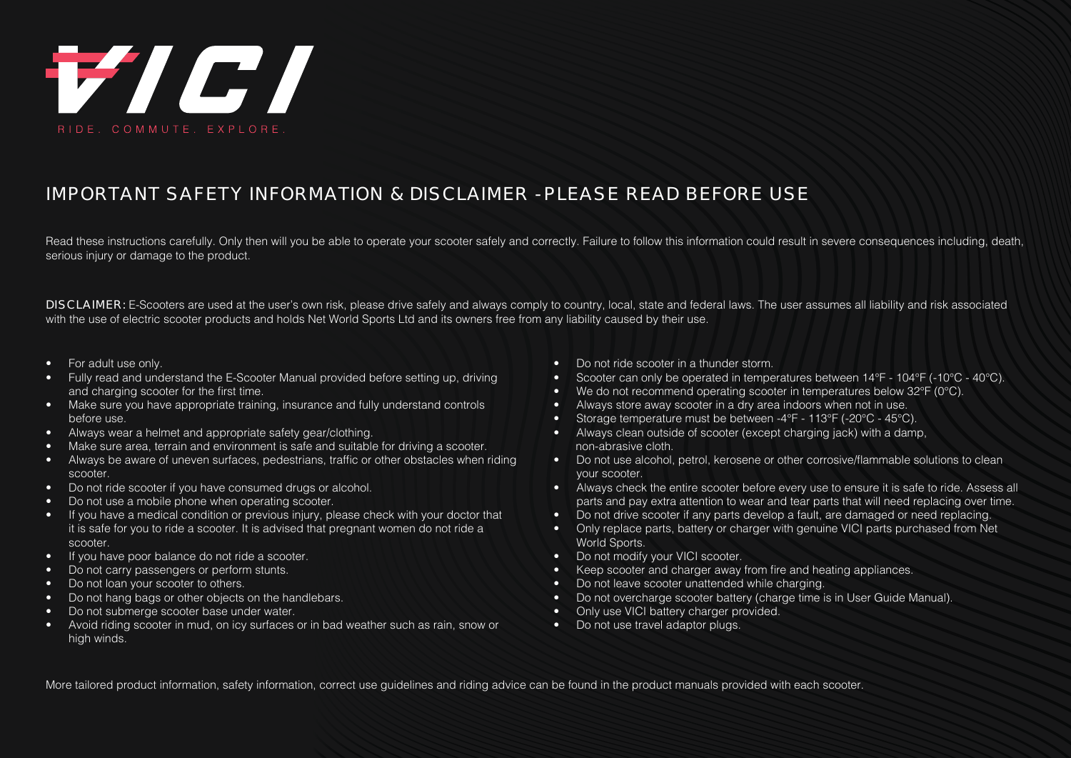# VICI

RIDE. COMMUTE. EXPLORE.

## IMPORTANT SAFETY INFORMATION & DISCLAIMER - PLEASE READ BEFORE USE

Read these instructions carefully. Only then will you be able to operate your scooter safely and correctly. Failure to follow this information could result in severe consequences including, death, serious injury or damage to the product.

**DISCLAIMER:** E-Scooters are used at the user's own risk, please drive safely and always comply to country, local, state and federal laws. The user assumes all liability and risk associated with the use of electric scooter products and holds Net World Sports Ltd and its owners free from any liability caused by their use.

- For adult use only.
- Fully read and understand the E-Scooter Manual provided before setting up, driving and charging scooter for the first time.
- Make sure you have appropriate training, insurance and fully understand controls before use.
- Always wear a helmet and appropriate safety gear/clothing.
- Make sure area, terrain and environment is safe and suitable for driving a scooter.
- Always be aware of uneven surfaces, pedestrians, traffic or other obstacles when riding scooter.
- Do not ride scooter if you have consumed drugs or alcohol.
- Do not use a mobile phone when operating scooter.
- If you have a medical condition or previous injury, please check with your doctor that it is safe for you to ride a scooter. It is advised that pregnant women do not ride a scooter.
- If you have poor balance do not ride a scooter.
- Do not carry passengers or perform stunts.
- Do not loan your scooter to others.
- Do not hang bags or other objects on the handlebars.
- Do not submerge scooter base under water.
- Avoid riding scooter in mud, on icy surfaces or in bad weather such as rain, snow or high winds.
- Do not ride scooter in a thunder storm.
- Scooter can only be operated in temperatures between 14°F - 104°F (-10°C - 40°C).
- We do not recommend operating scooter in temperatures below 32°F (0°C).
- Always store away scooter in a dry area indoors when not in use.
- Storage temperature must be between -4°F - 113°F (-20°C - 45°C).
- Always clean outside of scooter (except charging jack) with a damp, non-abrasive cloth.
- Do not use alcohol, petrol, kerosene or other corrosive/flammable solutions to clean your scooter.
- Always check the entire scooter before every use to ensure it is safe to ride. Assess all parts and pay extra attention to wear and tear parts that will need replacing over time.
- Do not drive scooter if any parts develop a fault, are damaged or need replacing.
- Only replace parts, battery or charger with genuine VICI parts purchased from Net World Sports.
- Do not modify your VICI scooter.
- Keep scooter and charger away from fire and heating appliances.
- Do not leave scooter unattended while charging.
- Do not overcharge scooter battery (charge time is in User Guide Manual).
- Only use VICI battery charger provided.
- Do not use travel adaptor plugs.

More tailored product information, safety information, correct use guidelines and riding advice can be found in the product manuals provided with each scooter.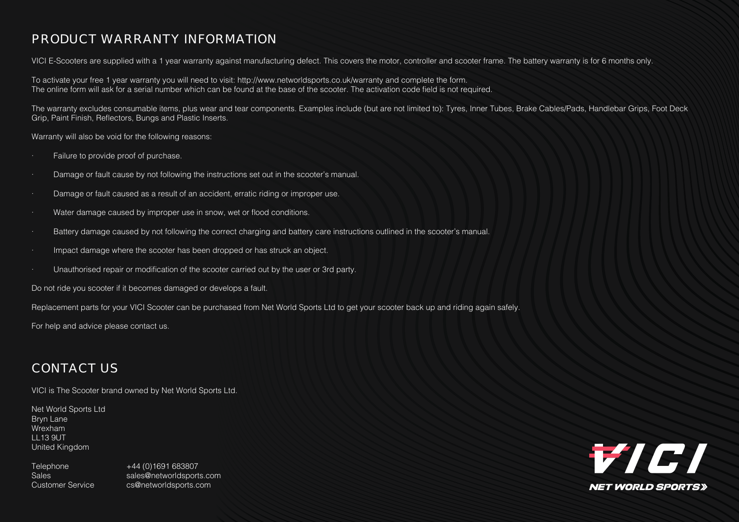## PRODUCT WARRANTY INFORMATION

VICI E-Scooters are supplied with a 1 year warranty against manufacturing defect. This covers the motor, controller and scooter frame. The battery warranty is for 6 months only.

To activate your free 1 year warranty you will need to visit: http://www.networldsports.co.uk/warranty and complete the form.
The online form will ask for a serial number which can be found at the base of the scooter. The activation code field is not required.

The warranty excludes consumable items, plus wear and tear components. Examples include (but are not limited to): Tyres, Inner Tubes, Brake Cables/Pads, Handlebar Grips, Foot Deck Grip, Paint Finish, Reflectors, Bungs and Plastic Inserts.

Warranty will also be void for the following reasons:

- Failure to provide proof of purchase.
- Damage or fault cause by not following the instructions set out in the scooter's manual.
- Damage or fault caused as a result of an accident, erratic riding or improper use.
- Water damage caused by improper use in snow, wet or flood conditions.
- Battery damage caused by not following the correct charging and battery care instructions outlined in the scooter's manual.
- Impact damage where the scooter has been dropped or has struck an object.
- Unauthorised repair or modification of the scooter carried out by the user or 3rd party.

Do not ride you scooter if it becomes damaged or develops a fault.

Replacement parts for your VICI Scooter can be purchased from Net World Sports Ltd to get your scooter back up and riding again safely.

For help and advice please contact us.

## CONTACT US

VICI is The Scooter brand owned by Net World Sports Ltd.

Net World Sports Ltd
Bryn Lane
Wrexham
LL13 9UT
United Kingdom

| | |
|---|---|
| Telephone | +44 (0)1691 683807 |
| Sales | sales@networldsports.com |
| Customer Service | cs@networldsports.com |

VICI
NET WORLD SPORTS